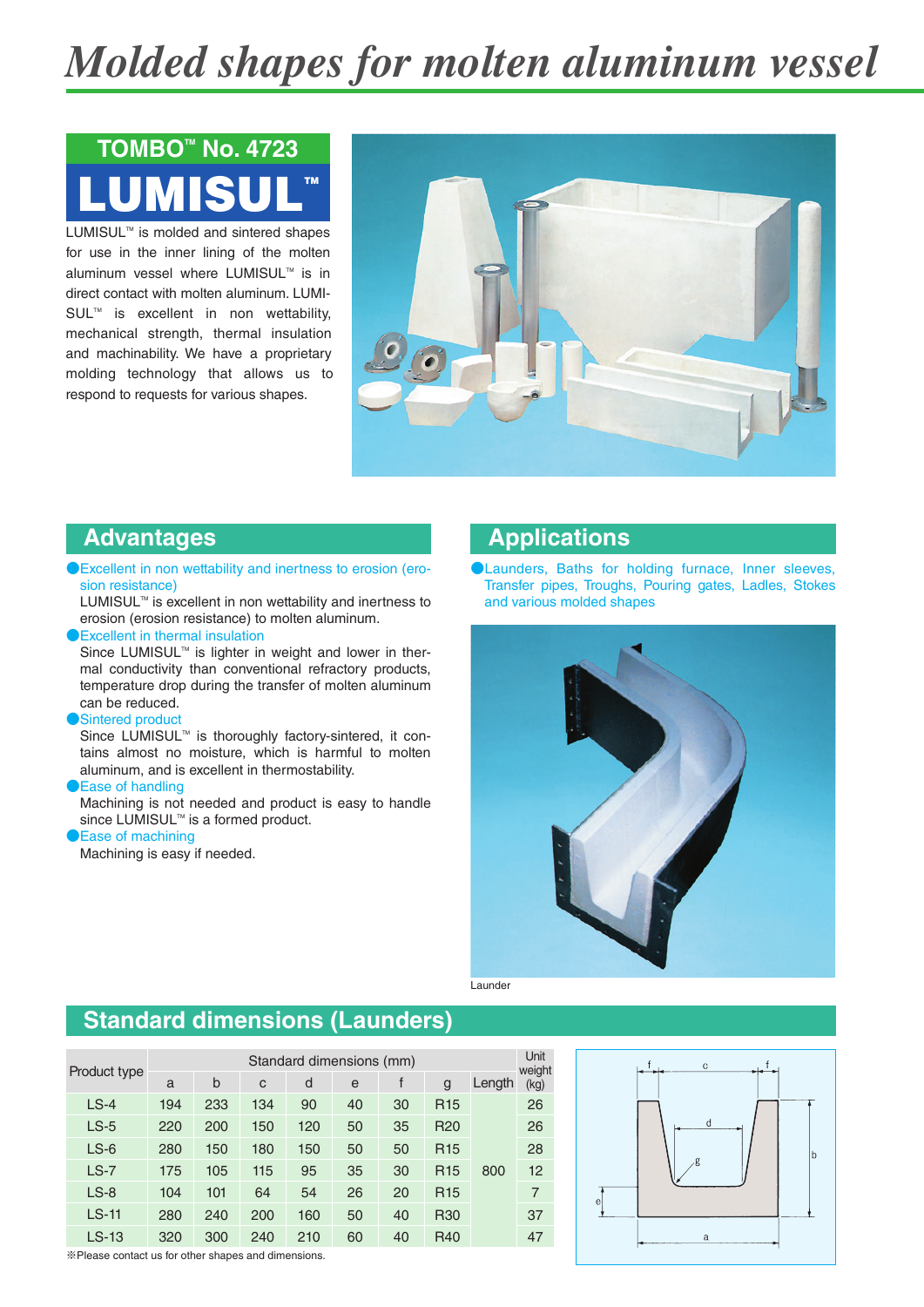# Molded shapes for molten aluminum vessel

## TOMBO™ No. 4723

## LUMISUL™

LUMISUL™ is molded and sintered shapes for use in the inner lining of the molten aluminum vessel where LUMISUL™ is in direct contact with molten aluminum. LUMISUL™ is excellent in non wettability, mechanical strength, thermal insulation and machinability. We have a proprietary molding technology that allows us to respond to requests for various shapes.

## Advantages

- **Excellent in non wettability and inertness to erosion (erosion resistance)**
  LUMISUL™ is excellent in non wettability and inertness to erosion (erosion resistance) to molten aluminum.
- **Excellent in thermal insulation**
  Since LUMISUL™ is lighter in weight and lower in thermal conductivity than conventional refractory products, temperature drop during the transfer of molten aluminum can be reduced.
- **Sintered product**
  Since LUMISUL™ is thoroughly factory-sintered, it contains almost no moisture, which is harmful to molten aluminum, and is excellent in thermostability.
- **Ease of handling**
  Machining is not needed and product is easy to handle since LUMISUL™ is a formed product.
- **Ease of machining**
  Machining is easy if needed.

## Applications

- Launders, Baths for holding furnace, Inner sleeves, Transfer pipes, Troughs, Pouring gates, Ladles, Stokes and various molded shapes

Launder

## Standard dimensions (Launders)

| Product type | Standard dimensions (mm) | | | | | | | | Unit weight (kg) |
|---|---|---|---|---|---|---|---|---|---|
| | a | b | c | d | e | f | g | Length | |
| LS-4 | 194 | 233 | 134 | 90 | 40 | 30 | R15 | 800 | 26 |
| LS-5 | 220 | 200 | 150 | 120 | 50 | 35 | R20 | 800 | 26 |
| LS-6 | 280 | 150 | 180 | 150 | 50 | 50 | R15 | 800 | 28 |
| LS-7 | 175 | 105 | 115 | 95 | 35 | 30 | R15 | 800 | 12 |
| LS-8 | 104 | 101 | 64 | 54 | 26 | 20 | R15 | 800 | 7 |
| LS-11 | 280 | 240 | 200 | 160 | 50 | 40 | R30 | 800 | 37 |
| LS-13 | 320 | 300 | 240 | 210 | 60 | 40 | R40 | 800 | 47 |

※Please contact us for other shapes and dimensions.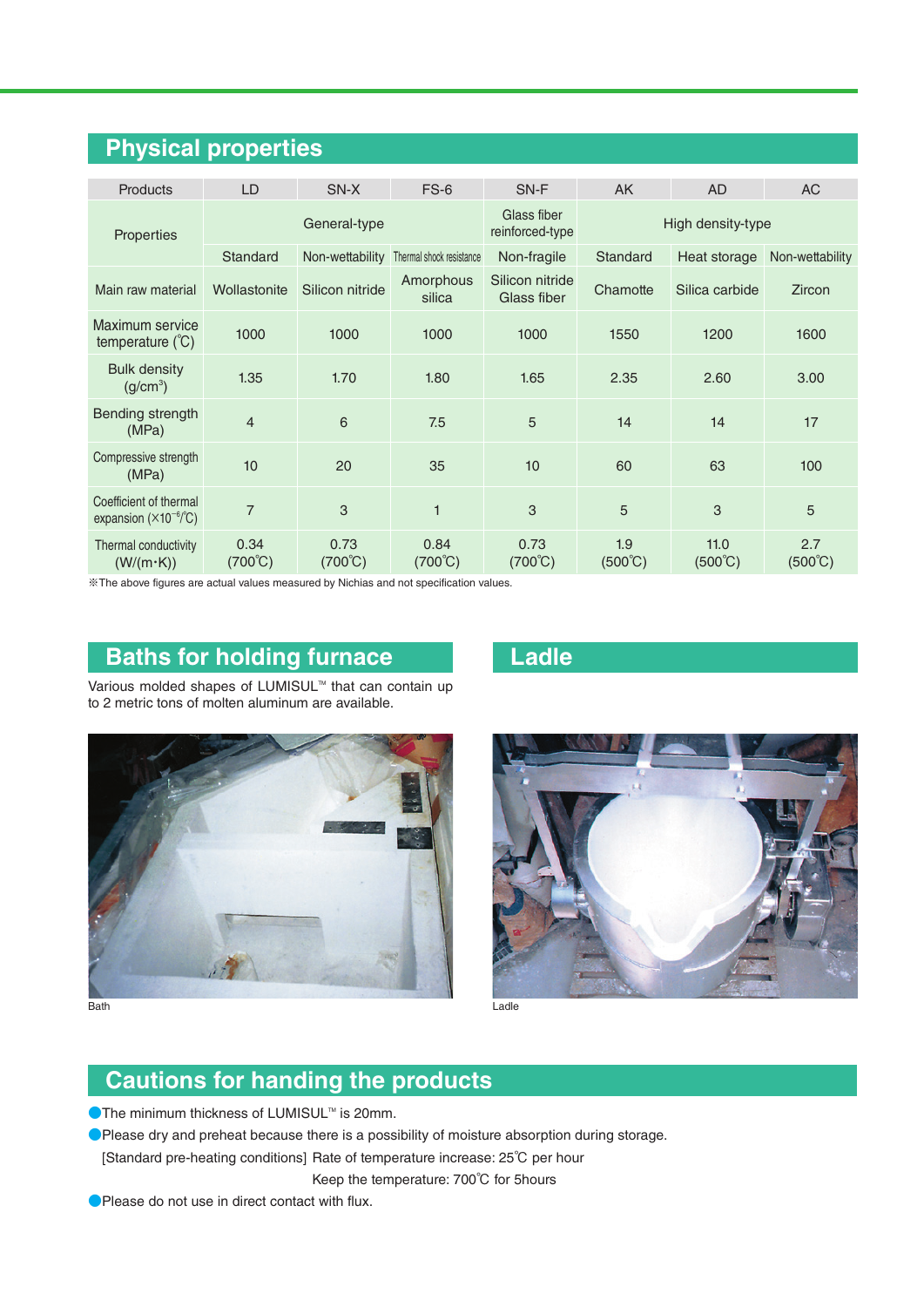## Physical properties

| Products | LD | SN-X | FS-6 | SN-F | AK | AD | AC |
|---|---|---|---|---|---|---|---|
| Properties | General-type | | | Glass fiber reinforced-type | High density-type | | |
| | Standard | Non-wettability | Thermal shock resistance | Non-fragile | Standard | Heat storage | Non-wettability |
| Main raw material | Wollastonite | Silicon nitride | Amorphous silica | Silicon nitride Glass fiber | Chamotte | Silica carbide | Zircon |
| Maximum service temperature (℃) | 1000 | 1000 | 1000 | 1000 | 1550 | 1200 | 1600 |
| Bulk density (g/cm³) | 1.35 | 1.70 | 1.80 | 1.65 | 2.35 | 2.60 | 3.00 |
| Bending strength (MPa) | 4 | 6 | 7.5 | 5 | 14 | 14 | 17 |
| Compressive strength (MPa) | 10 | 20 | 35 | 10 | 60 | 63 | 100 |
| Coefficient of thermal expansion ($\times10^{-6}$/℃) | 7 | 3 | 1 | 3 | 5 | 3 | 5 |
| Thermal conductivity (W/(m·K)) | 0.34 (700℃) | 0.73 (700℃) | 0.84 (700℃) | 0.73 (700℃) | 1.9 (500℃) | 11.0 (500℃) | 2.7 (500℃) |

※The above figures are actual values measured by Nichias and not specification values.

## Baths for holding furnace

Various molded shapes of LUMISUL™ that can contain up to 2 metric tons of molten aluminum are available.

Bath

## Ladle

Ladle

## Cautions for handing the products

- The minimum thickness of LUMISUL™ is 20mm.
- Please dry and preheat because there is a possibility of moisture absorption during storage.
  [Standard pre-heating conditions] Rate of temperature increase: 25℃ per hour
  Keep the temperature: 700℃ for 5hours
- Please do not use in direct contact with flux.